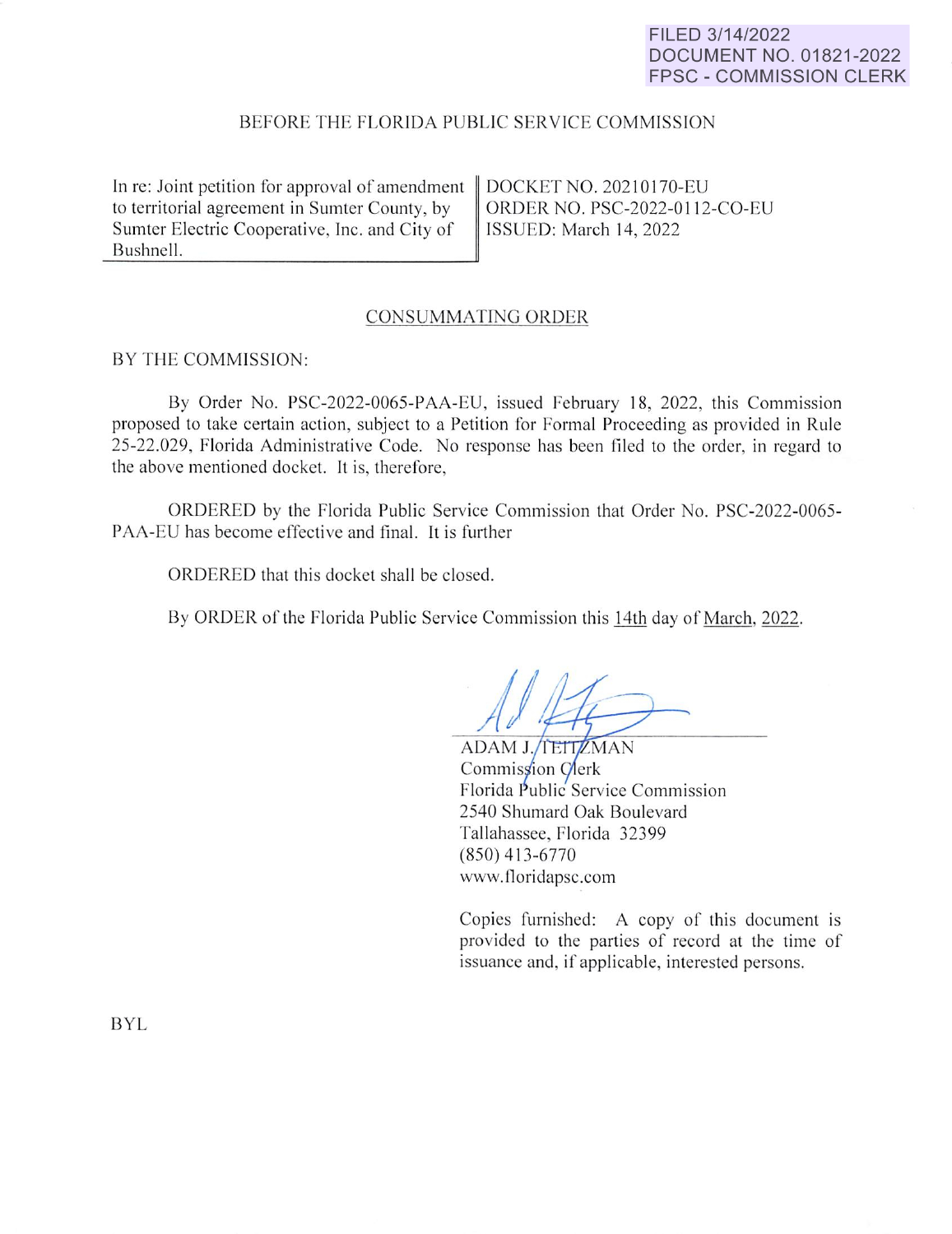FILED 3/14/2022
DOCUMENT NO. 01821-2022
FPSC - COMMISSION CLERK

BEFORE THE FLORIDA PUBLIC SERVICE COMMISSION

| In re: Joint petition for approval of amendment to territorial agreement in Sumter County, by Sumter Electric Cooperative, Inc. and City of Bushnell. | DOCKET NO. 20210170-EU<br>ORDER NO. PSC-2022-0112-CO-EU<br>ISSUED: March 14, 2022 |
|---|---|

## CONSUMMATING ORDER

BY THE COMMISSION:

By Order No. PSC-2022-0065-PAA-EU, issued February 18, 2022, this Commission proposed to take certain action, subject to a Petition for Formal Proceeding as provided in Rule 25-22.029, Florida Administrative Code. No response has been filed to the order, in regard to the above mentioned docket. It is, therefore,

ORDERED by the Florida Public Service Commission that Order No. PSC-2022-0065-PAA-EU has become effective and final. It is further

ORDERED that this docket shall be closed.

By ORDER of the Florida Public Service Commission this 14th day of March, 2022.

ADAM J. TEITZMAN
Commission Clerk
Florida Public Service Commission
2540 Shumard Oak Boulevard
Tallahassee, Florida 32399
(850) 413-6770
www.floridapsc.com

Copies furnished: A copy of this document is provided to the parties of record at the time of issuance and, if applicable, interested persons.

BYL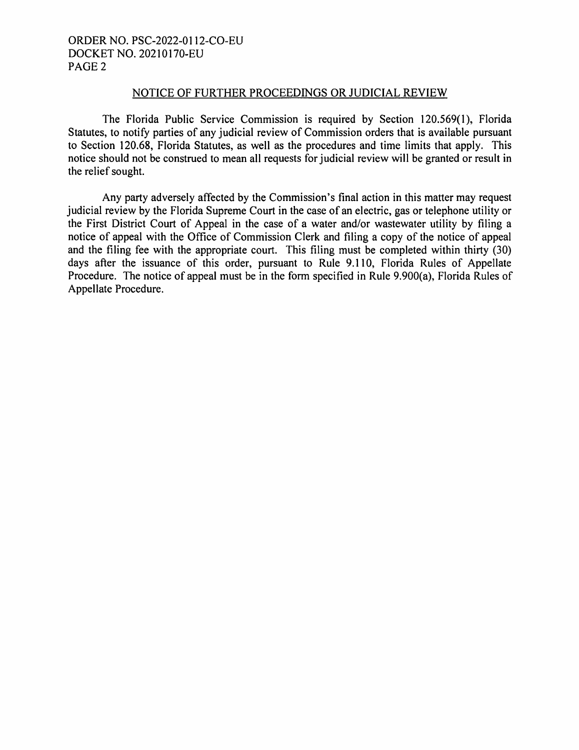## NOTICE OF FURTHER PROCEEDINGS OR JUDICIAL REVIEW

The Florida Public Service Commission is required by Section 120.569(1), Florida Statutes, to notify parties of any judicial review of Commission orders that is available pursuant to Section 120.68, Florida Statutes, as well as the procedures and time limits that apply. This notice should not be construed to mean all requests for judicial review will be granted or result in the relief sought.

Any party adversely affected by the Commission's final action in this matter may request judicial review by the Florida Supreme Court in the case of an electric, gas or telephone utility or the First District Court of Appeal in the case of a water and/or wastewater utility by filing a notice of appeal with the Office of Commission Clerk and filing a copy of the notice of appeal and the filing fee with the appropriate court. This filing must be completed within thirty (30) days after the issuance of this order, pursuant to Rule 9.110, Florida Rules of Appellate Procedure. The notice of appeal must be in the form specified in Rule 9.900(a), Florida Rules of Appellate Procedure.